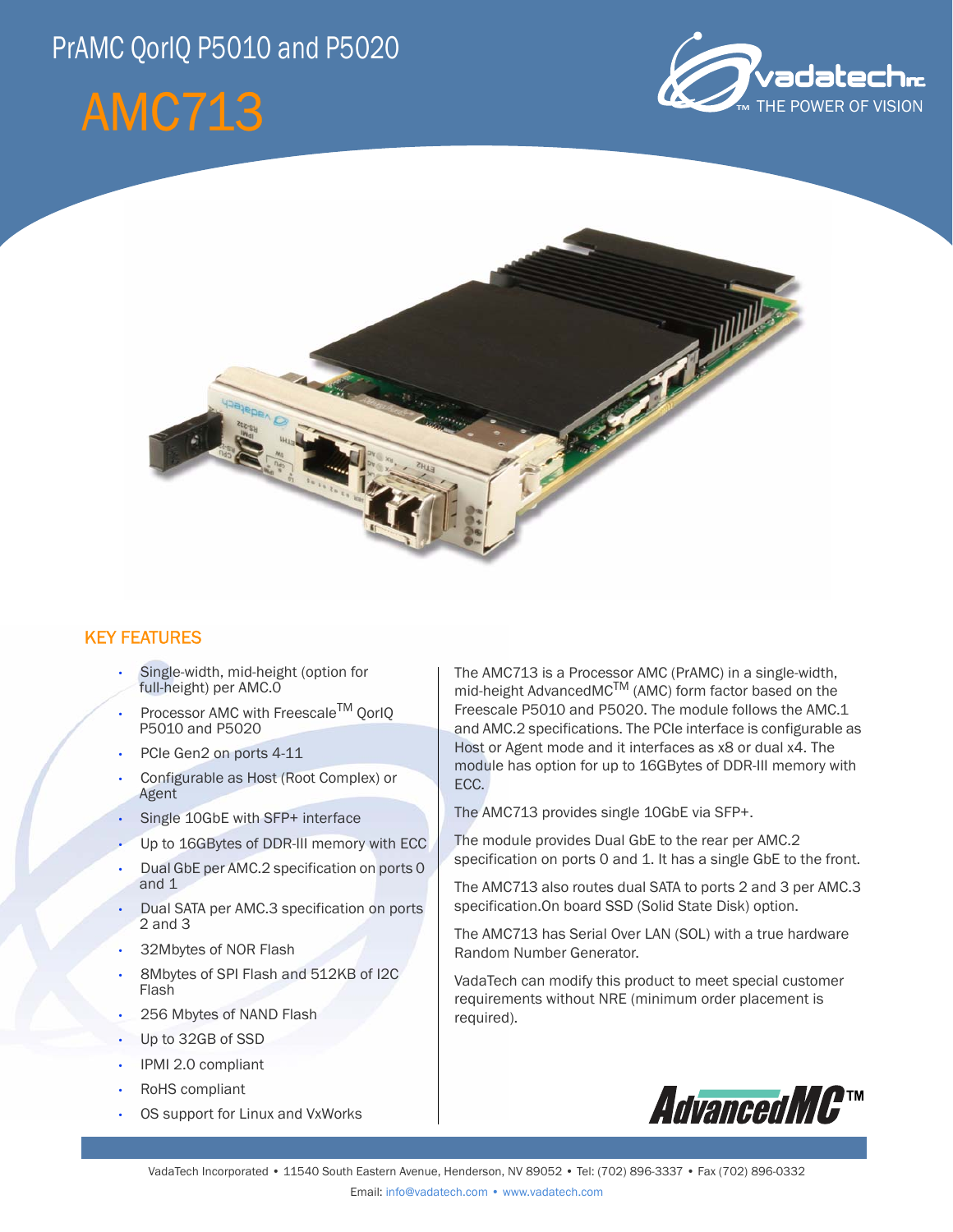# PrAMC QorIQ P5010 and P5020

# AMC713

## KEY FEATURES

- Single-width, mid-height (option for full-height) per AMC.0
- Processor AMC with Freescale™ QorIQ P5010 and P5020
- PCIe Gen2 on ports 4-11
- Configurable as Host (Root Complex) or Agent
- Single 10GbE with SFP+ interface
- Up to 16GBytes of DDR-III memory with ECC
- Dual GbE per AMC.2 specification on ports 0 and 1
- Dual SATA per AMC.3 specification on ports 2 and 3
- 32Mbytes of NOR Flash
- 8Mbytes of SPI Flash and 512KB of I2C Flash
- 256 Mbytes of NAND Flash
- Up to 32GB of SSD
- IPMI 2.0 compliant
- RoHS compliant
- OS support for Linux and VxWorks

The AMC713 is a Processor AMC (PrAMC) in a single-width, mid-height AdvancedMC™ (AMC) form factor based on the Freescale P5010 and P5020. The module follows the AMC.1 and AMC.2 specifications. The PCIe interface is configurable as Host or Agent mode and it interfaces as x8 or dual x4. The module has option for up to 16GBytes of DDR-III memory with ECC.

The AMC713 provides single 10GbE via SFP+.

The module provides Dual GbE to the rear per AMC.2 specification on ports 0 and 1. It has a single GbE to the front.

The AMC713 also routes dual SATA to ports 2 and 3 per AMC.3 specification.On board SSD (Solid State Disk) option.

The AMC713 has Serial Over LAN (SOL) with a true hardware Random Number Generator.

VadaTech can modify this product to meet special customer requirements without NRE (minimum order placement is required).

VadaTech Incorporated • 11540 South Eastern Avenue, Henderson, NV 89052 • Tel: (702) 896-3337 • Fax (702) 896-0332

Email: info@vadatech.com • www.vadatech.com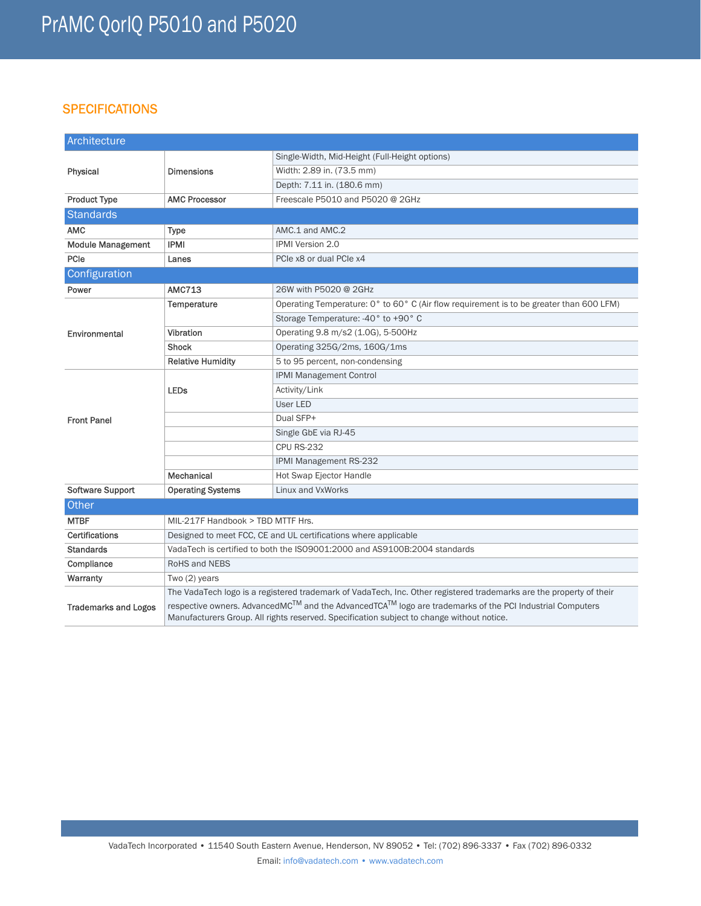# PrAMC QorIQ P5010 and P5020

## SPECIFICATIONS

| Architecture | | |
|---|---|---|
| Physical | Dimensions | Single-Width, Mid-Height (Full-Height options) |
| | | Width: 2.89 in. (73.5 mm) |
| | | Depth: 7.11 in. (180.6 mm) |
| Product Type | AMC Processor | Freescale P5010 and P5020 @ 2GHz |
| **Standards** | | |
| AMC | Type | AMC.1 and AMC.2 |
| Module Management | IPMI | IPMI Version 2.0 |
| PCIe | Lanes | PCIe x8 or dual PCIe x4 |
| **Configuration** | | |
| Power | AMC713 | 26W with P5020 @ 2GHz |
| Environmental | Temperature | Operating Temperature: 0° to 60° C (Air flow requirement is to be greater than 600 LFM) |
| | | Storage Temperature: -40° to +90° C |
| | Vibration | Operating 9.8 m/s2 (1.0G), 5-500Hz |
| | Shock | Operating 325G/2ms, 160G/1ms |
| | Relative Humidity | 5 to 95 percent, non-condensing |
| Front Panel | LEDs | IPMI Management Control |
| | | Activity/Link |
| | | User LED |
| | | Dual SFP+ |
| | | Single GbE via RJ-45 |
| | | CPU RS-232 |
| | | IPMI Management RS-232 |
| | Mechanical | Hot Swap Ejector Handle |
| Software Support | Operating Systems | Linux and VxWorks |

| Other | |
|---|---|
| MTBF | MIL-217F Handbook > TBD MTTF Hrs. |
| Certifications | Designed to meet FCC, CE and UL certifications where applicable |
| Standards | VadaTech is certified to both the ISO9001:2000 and AS9100B:2004 standards |
| Compliance | RoHS and NEBS |
| Warranty | Two (2) years |
| Trademarks and Logos | The VadaTech logo is a registered trademark of VadaTech, Inc. Other registered trademarks are the property of their respective owners. AdvancedMC™ and the AdvancedTCA™ logo are trademarks of the PCI Industrial Computers Manufacturers Group. All rights reserved. Specification subject to change without notice. |

VadaTech Incorporated • 11540 South Eastern Avenue, Henderson, NV 89052 • Tel: (702) 896-3337 • Fax (702) 896-0332

Email: info@vadatech.com • www.vadatech.com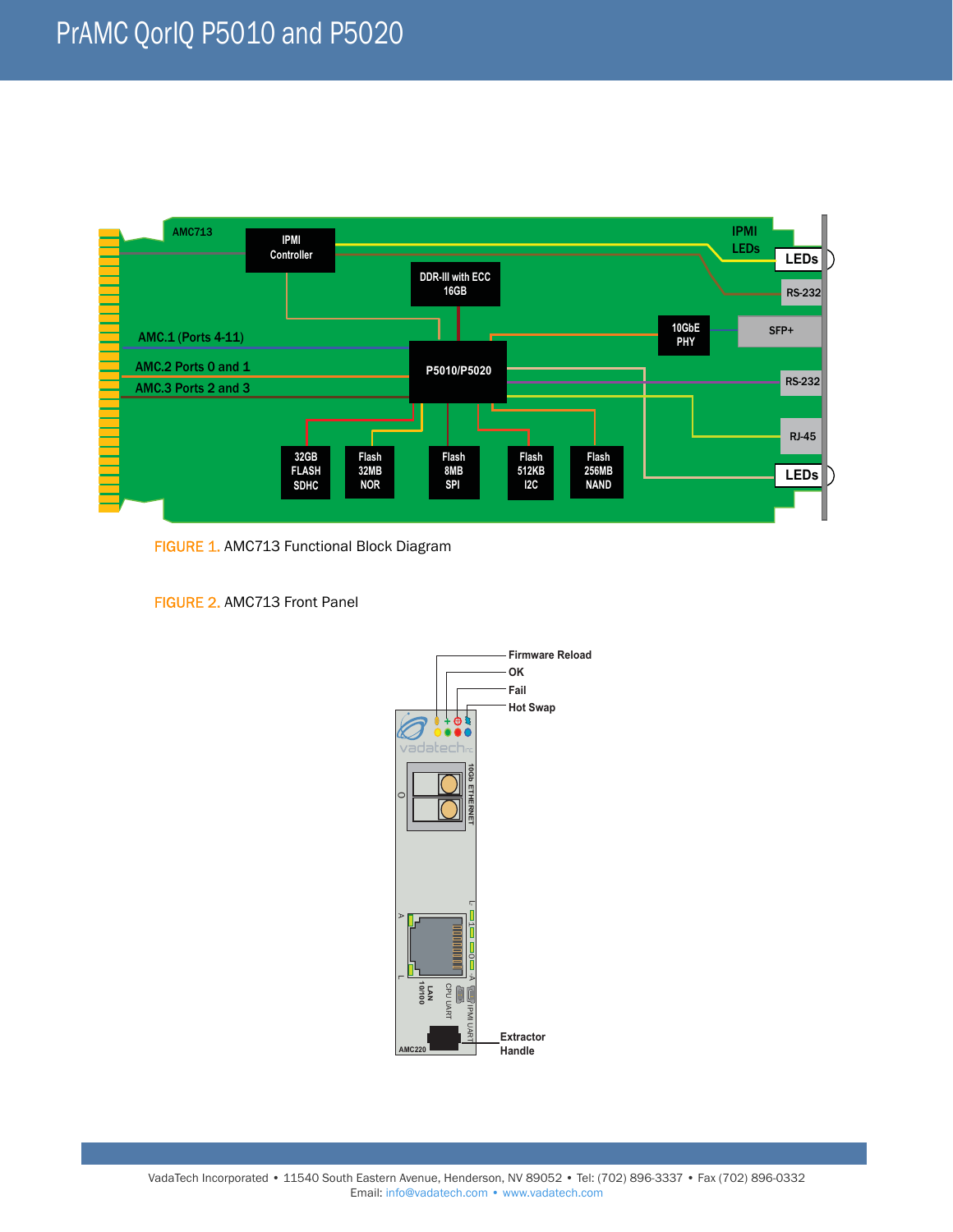FIGURE 1. AMC713 Functional Block Diagram

FIGURE 2. AMC713 Front Panel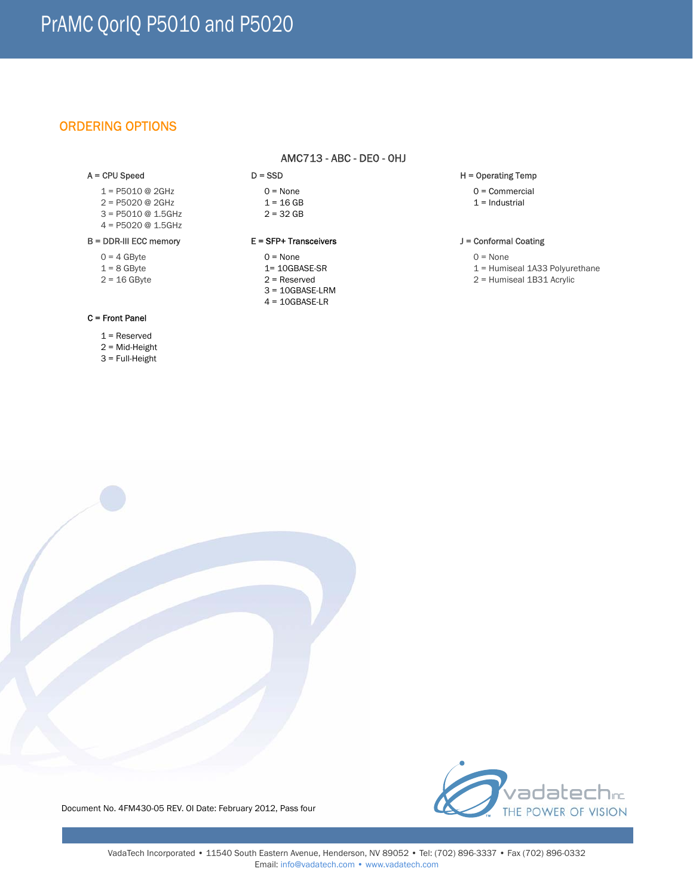## ORDERING OPTIONS

AMC713 - ABC - DE0 - 0HJ

**A = CPU Speed**

- 1 = P5010 @ 2GHz
- 2 = P5020 @ 2GHz
- 3 = P5010 @ 1.5GHz
- 4 = P5020 @ 1.5GHz

**B = DDR-III ECC memory**

- 0 = 4 GByte
- 1 = 8 GByte
- 2 = 16 GByte

**C = Front Panel**

- 1 = Reserved
- 2 = Mid-Height
- 3 = Full-Height

**D = SSD**

- 0 = None
- 1 = 16 GB
- 2 = 32 GB

**E = SFP+ Transceivers**

- 0 = None
- 1= 10GBASE-SR
- 2 = Reserved
- 3 = 10GBASE-LRM
- 4 = 10GBASE-LR

**H = Operating Temp**

- 0 = Commercial
- 1 = Industrial

**J = Conformal Coating**

- 0 = None
- 1 = Humiseal 1A33 Polyurethane
- 2 = Humiseal 1B31 Acrylic

Document No. 4FM430-05 REV. 0I Date: February 2012, Pass four

vadatech inc
THE POWER OF VISION

VadaTech Incorporated • 11540 South Eastern Avenue, Henderson, NV 89052 • Tel: (702) 896-3337 • Fax (702) 896-0332
Email: info@vadatech.com • www.vadatech.com